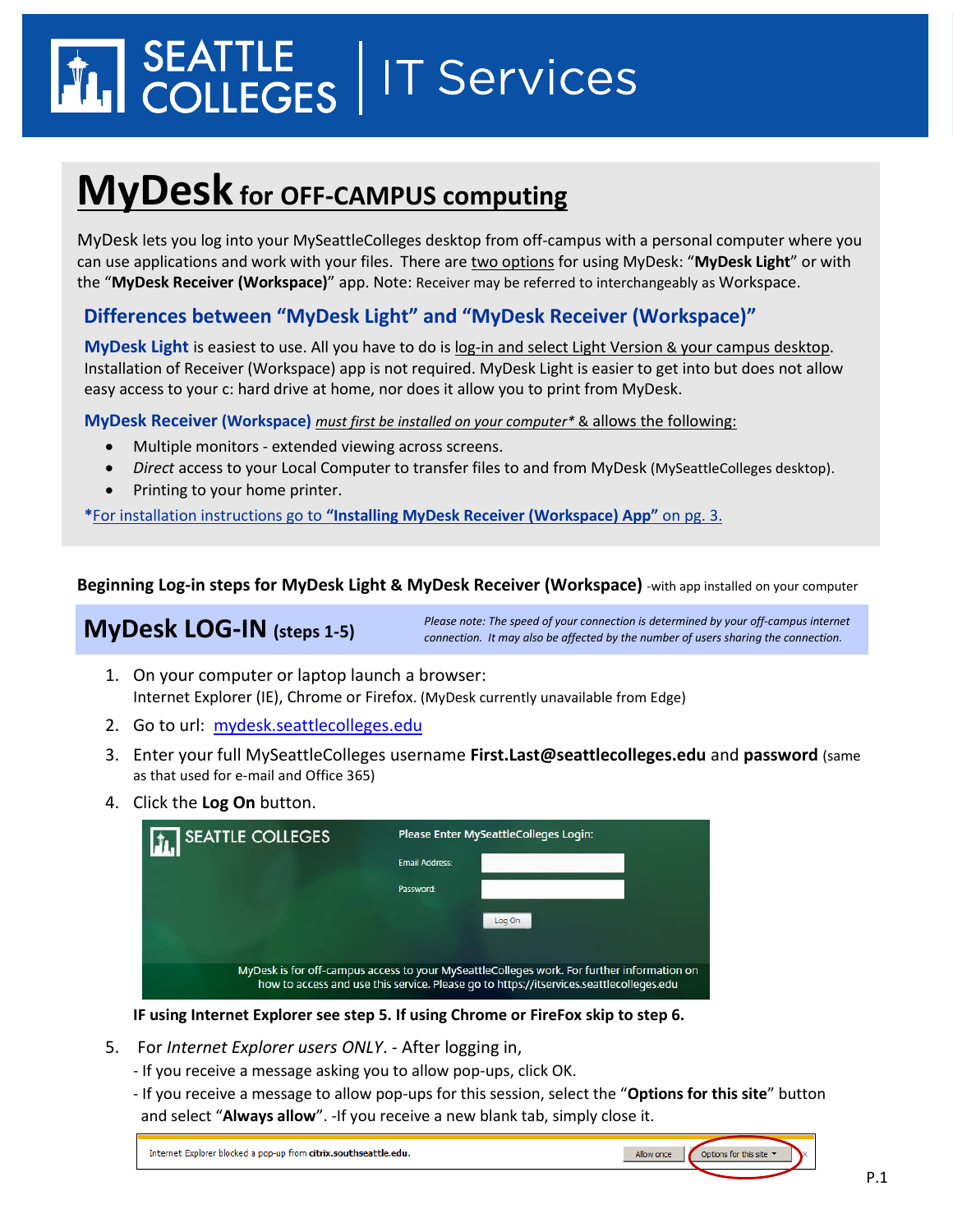# SEATTLE COLLEGES | IT Services

# MyDesk for OFF-CAMPUS computing

MyDesk lets you log into your MySeattleColleges desktop from off-campus with a personal computer where you can use applications and work with your files. There are two options for using MyDesk: "**MyDesk Light**" or with the "**MyDesk Receiver (Workspace)**" app. Note: Receiver may be referred to interchangeably as Workspace.

## Differences between "MyDesk Light" and "MyDesk Receiver (Workspace)"

**MyDesk Light** is easiest to use. All you have to do is log-in and select Light Version & your campus desktop. Installation of Receiver (Workspace) app is not required. MyDesk Light is easier to get into but does not allow easy access to your c: hard drive at home, nor does it allow you to print from MyDesk.

**MyDesk Receiver (Workspace)** *must first be installed on your computer** & allows the following:

- Multiple monitors - extended viewing across screens.
- *Direct* access to your Local Computer to transfer files to and from MyDesk (MySeattleColleges desktop).
- Printing to your home printer.

*For installation instructions go to **"Installing MyDesk Receiver (Workspace) App"** on pg. 3.

**Beginning Log-in steps for MyDesk Light & MyDesk Receiver (Workspace)** -with app installed on your computer

## MyDesk LOG-IN (steps 1-5)

*Please note: The speed of your connection is determined by your off-campus internet connection. It may also be affected by the number of users sharing the connection.*

1. On your computer or laptop launch a browser:
   Internet Explorer (IE), Chrome or Firefox. (MyDesk currently unavailable from Edge)
2. Go to url: mydesk.seattlecolleges.edu
3. Enter your full MySeattleColleges username **First.Last@seattlecolleges.edu** and **password** (same as that used for e-mail and Office 365)
4. Click the **Log On** button.

   SEATTLE COLLEGES — Please Enter MySeattleColleges Login:
   Email Address:
   Password:
   Log On
   MyDesk is for off-campus access to your MySeattleColleges work. For further information on how to access and use this service. Please go to https://itservices.seattlecolleges.edu

   **IF using Internet Explorer see step 5. If using Chrome or FireFox skip to step 6.**

5. For *Internet Explorer users ONLY*. - After logging in,
   - If you receive a message asking you to allow pop-ups, click OK.
   - If you receive a message to allow pop-ups for this session, select the "**Options for this site**" button and select "**Always allow**". -If you receive a new blank tab, simply close it.

   Internet Explorer blocked a pop-up from **citrix.southseattle.edu**. | Allow once | Options for this site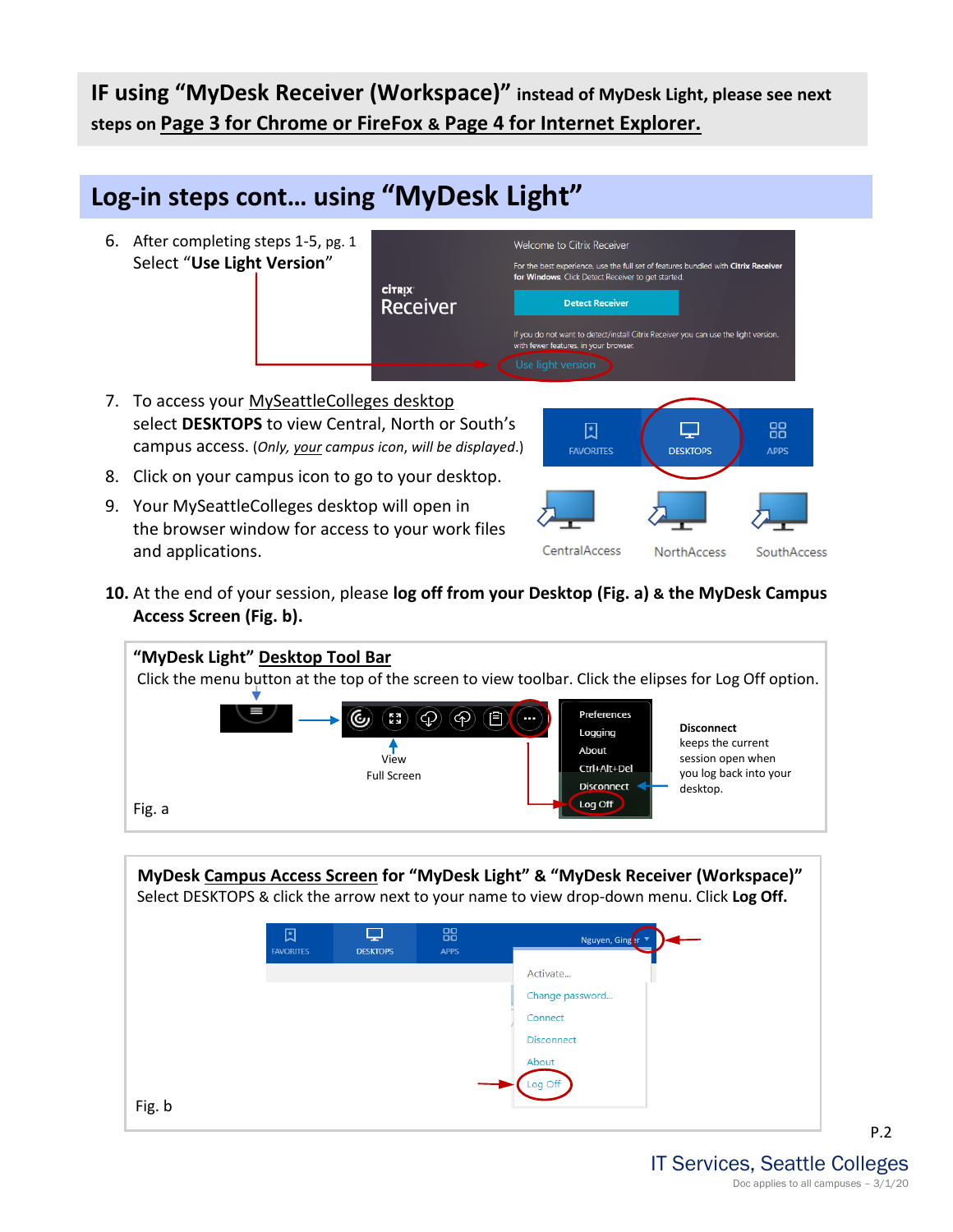**IF using "MyDesk Receiver (Workspace)" instead of MyDesk Light, please see next steps on Page 3 for Chrome or FireFox & Page 4 for Internet Explorer.**

## Log-in steps cont… using "MyDesk Light"

6. After completing steps 1-5, pg. 1 Select "**Use Light Version**"

Welcome to Citrix Receiver

For the best experience, use the full set of features bundled with **Citrix Receiver for Windows**. Click Detect Receiver to get started.

citrix Receiver

Detect Receiver

If you do not want to detect/install Citrix Receiver you can use the light version, with fewer features, in your browser.

Use light version

7. To access your MySeattleColleges desktop select **DESKTOPS** to view Central, North or South's campus access. (*Only, your campus icon, will be displayed*.)
8. Click on your campus icon to go to your desktop.
9. Your MySeattleColleges desktop will open in the browser window for access to your work files and applications.

FAVORITES DESKTOPS APPS

CentralAccess NorthAccess SouthAccess

10. At the end of your session, please **log off from your Desktop (Fig. a) & the MyDesk Campus Access Screen (Fig. b).**

**"MyDesk Light" Desktop Tool Bar**

Click the menu button at the top of the screen to view toolbar. Click the elipses for Log Off option.

View Full Screen

Preferences
Logging
About
Ctrl+Alt+Del
Disconnect
Log Off

**Disconnect** keeps the current session open when you log back into your desktop.

Fig. a

**MyDesk Campus Access Screen for "MyDesk Light" & "MyDesk Receiver (Workspace)"**

Select DESKTOPS & click the arrow next to your name to view drop-down menu. Click **Log Off.**

FAVORITES DESKTOPS APPS Nguyen, Ginger

Activate...
Change password...
Connect
Disconnect
About
Log Off

Fig. b

IT Services, Seattle Colleges

Doc applies to all campuses – 3/1/20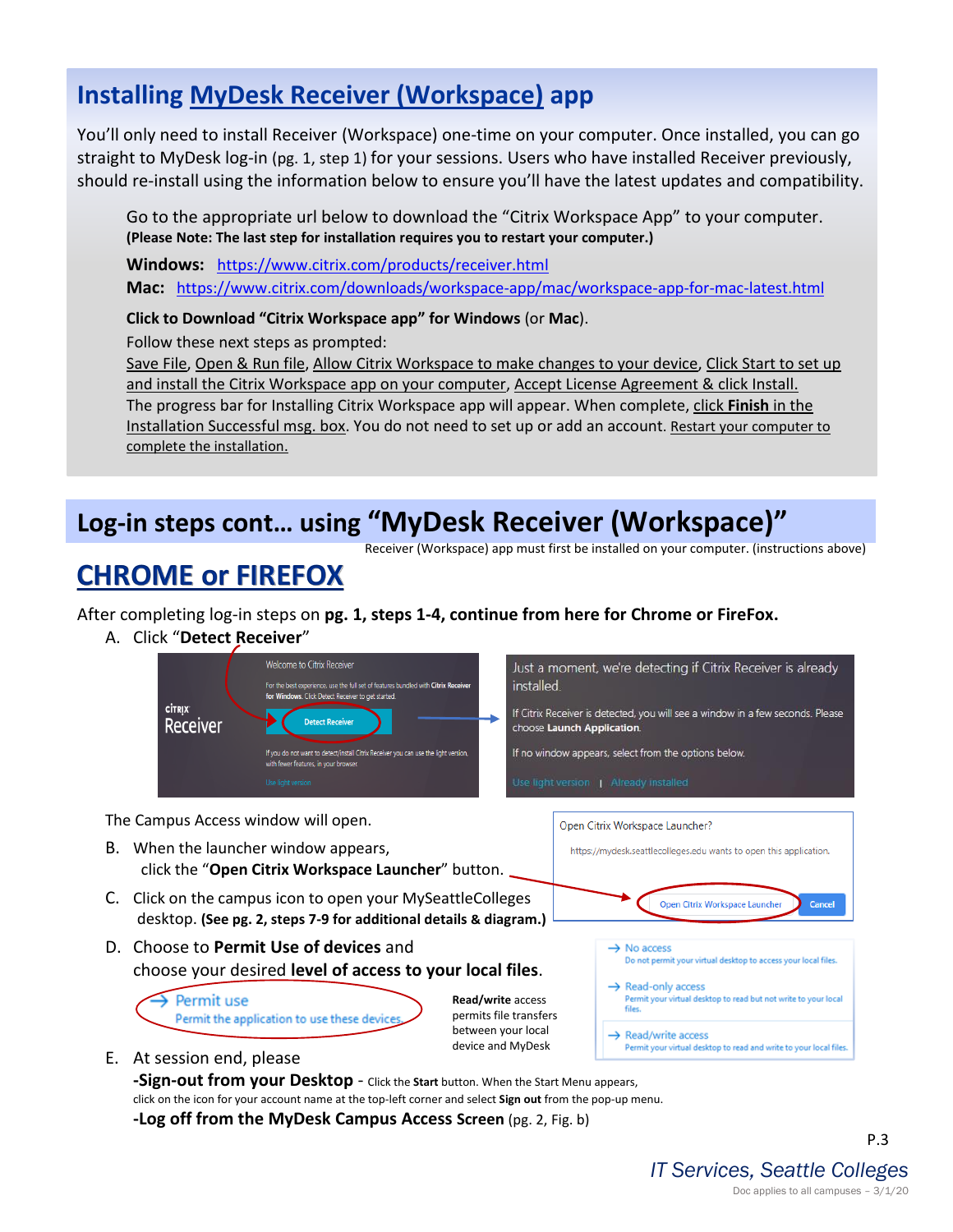## Installing MyDesk Receiver (Workspace) app

You'll only need to install Receiver (Workspace) one-time on your computer. Once installed, you can go straight to MyDesk log-in (pg. 1, step 1) for your sessions. Users who have installed Receiver previously, should re-install using the information below to ensure you'll have the latest updates and compatibility.

Go to the appropriate url below to download the "Citrix Workspace App" to your computer.
**(Please Note: The last step for installation requires you to restart your computer.)**

**Windows:** https://www.citrix.com/products/receiver.html
**Mac:** https://www.citrix.com/downloads/workspace-app/mac/workspace-app-for-mac-latest.html

**Click to Download "Citrix Workspace app" for Windows** (or **Mac**).
Follow these next steps as prompted:
Save File, Open & Run file, Allow Citrix Workspace to make changes to your device, Click Start to set up and install the Citrix Workspace app on your computer, Accept License Agreement & click Install.
The progress bar for Installing Citrix Workspace app will appear. When complete, click **Finish** in the Installation Successful msg. box. You do not need to set up or add an account. Restart your computer to complete the installation.

## Log-in steps cont… using "MyDesk Receiver (Workspace)"

Receiver (Workspace) app must first be installed on your computer. (instructions above)

### CHROME or FIREFOX

After completing log-in steps on **pg. 1, steps 1-4, continue from here for Chrome or FireFox.**

A. Click "**Detect Receiver**"

The Campus Access window will open.

B. When the launcher window appears, click the "**Open Citrix Workspace Launcher**" button.

C. Click on the campus icon to open your MySeattleColleges desktop. **(See pg. 2, steps 7-9 for additional details & diagram.)**

D. Choose to **Permit Use of devices** and choose your desired **level of access to your local files**.

**Read/write** access permits file transfers between your local device and MyDesk

E. At session end, please

**-Sign-out from your Desktop** - Click the **Start** button. When the Start Menu appears, click on the icon for your account name at the top-left corner and select **Sign out** from the pop-up menu.

**-Log off from the MyDesk Campus Access Screen** (pg. 2, Fig. b)

*IT Services, Seattle Colleges*

Doc applies to all campuses – 3/1/20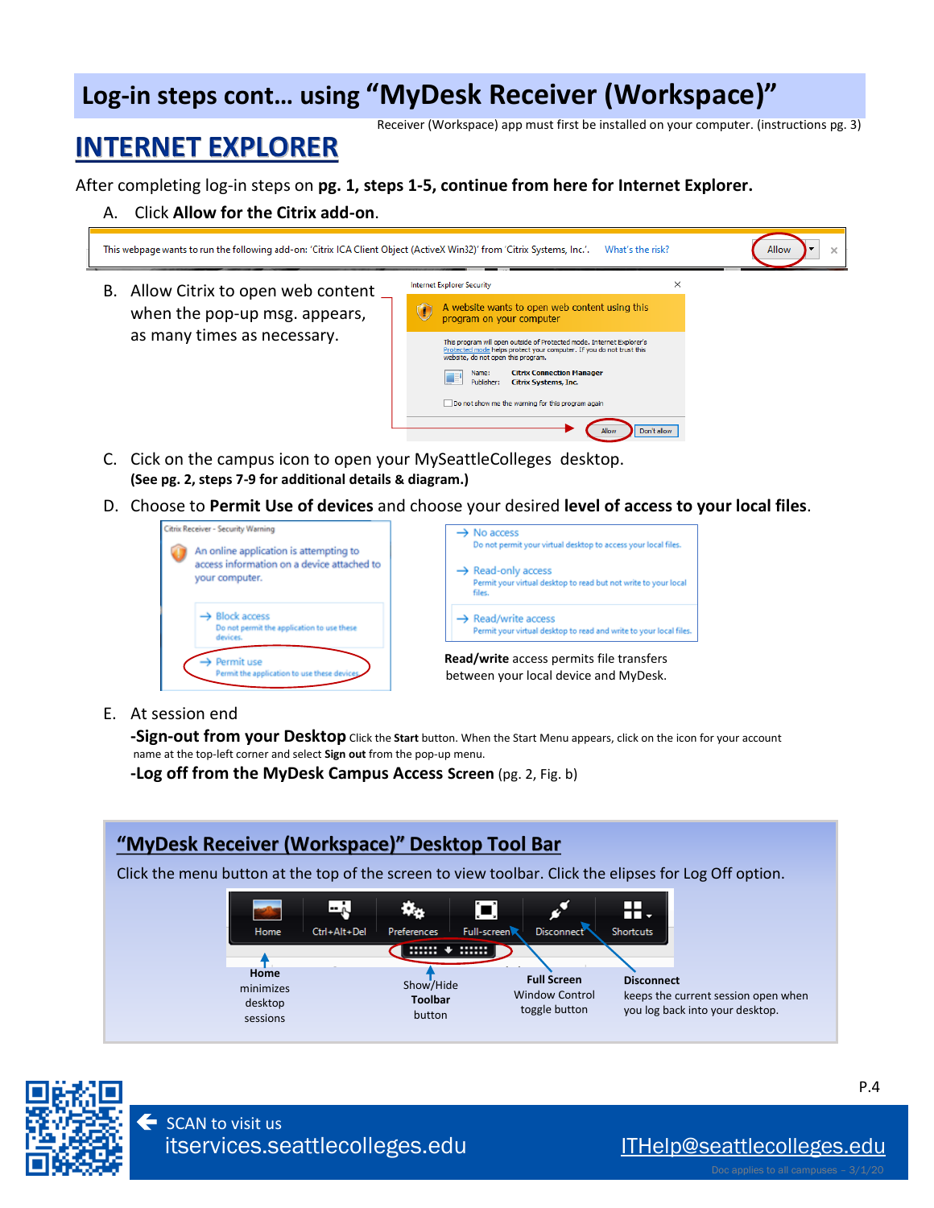# Log-in steps cont… using "MyDesk Receiver (Workspace)"

Receiver (Workspace) app must first be installed on your computer. (instructions pg. 3)

## INTERNET EXPLORER

After completing log-in steps on **pg. 1, steps 1-5, continue from here for Internet Explorer.**

A. Click **Allow for the Citrix add-on**.

This webpage wants to run the following add-on: 'Citrix ICA Client Object (ActiveX Win32)' from 'Citrix Systems, Inc.'. What's the risk? Allow

B. Allow Citrix to open web content when the pop-up msg. appears, as many times as necessary.

Internet Explorer Security

A website wants to open web content using this program on your computer

This program will open outside of Protected mode. Internet Explorer's Protected mode helps protect your computer. If you do not trust this website, do not open this program.

Name: Citrix Connection Manager
Publisher: Citrix Systems, Inc.

Do not show me the warning for this program again

Allow | Don't allow

C. Click on the campus icon to open your MySeattleColleges desktop.
**(See pg. 2, steps 7-9 for additional details & diagram.)**

D. Choose to **Permit Use of devices** and choose your desired **level of access to your local files**.

Citrix Receiver - Security Warning

An online application is attempting to access information on a device attached to your computer.

→ Block access
Do not permit the application to use these devices.

→ Permit use
Permit the application to use these devices.

→ No access
Do not permit your virtual desktop to access your local files.

→ Read-only access
Permit your virtual desktop to read but not write to your local files.

→ Read/write access
Permit your virtual desktop to read and write to your local files.

**Read/write** access permits file transfers between your local device and MyDesk.

E. At session end

**-Sign-out from your Desktop** Click the **Start** button. When the Start Menu appears, click on the icon for your account name at the top-left corner and select **Sign out** from the pop-up menu.

**-Log off from the MyDesk Campus Access Screen** (pg. 2, Fig. b)

## "MyDesk Receiver (Workspace)" Desktop Tool Bar

Click the menu button at the top of the screen to view toolbar. Click the elipses for Log Off option.

Home | Ctrl+Alt+Del | Preferences | Full-screen | Disconnect | Shortcuts

**Home** minimizes desktop sessions

Show/Hide **Toolbar** button

**Full Screen** Window Control toggle button

**Disconnect** keeps the current session open when you log back into your desktop.

SCAN to visit us
itservices.seattlecolleges.edu

ITHelp@seattlecolleges.edu

Doc applies to all campuses – 3/1/20